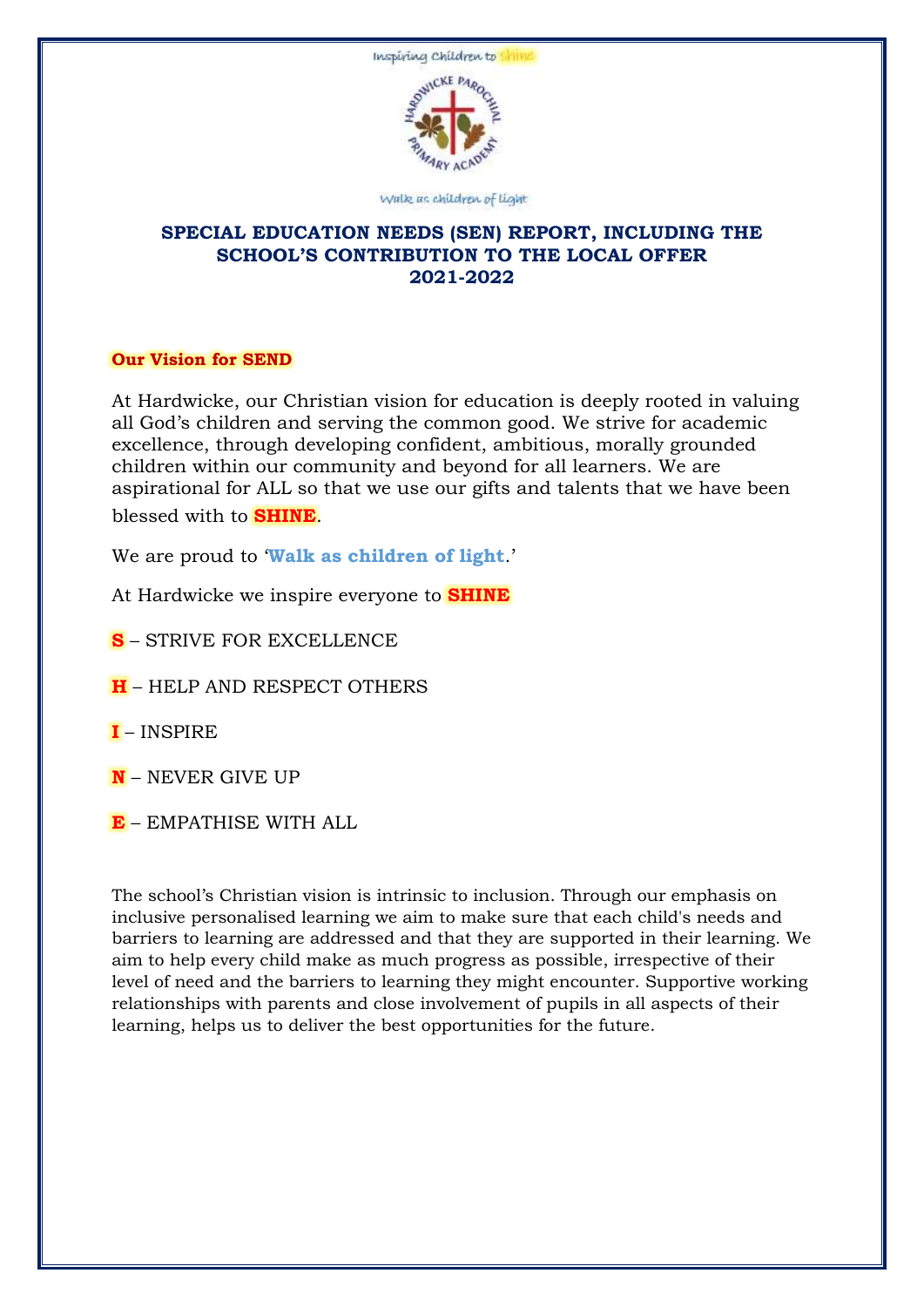Inspiring Children to shine

Walk as children of light

# SPECIAL EDUCATION NEEDS (SEN) REPORT, INCLUDING THE SCHOOL'S CONTRIBUTION TO THE LOCAL OFFER 2021-2022

## Our Vision for SEND

At Hardwicke, our Christian vision for education is deeply rooted in valuing all God's children and serving the common good. We strive for academic excellence, through developing confident, ambitious, morally grounded children within our community and beyond for all learners. We are aspirational for ALL so that we use our gifts and talents that we have been blessed with to **SHINE**.

We are proud to '**Walk as children of light**.'

At Hardwicke we inspire everyone to **SHINE**

**S** – STRIVE FOR EXCELLENCE

**H** – HELP AND RESPECT OTHERS

**I** – INSPIRE

**N** – NEVER GIVE UP

**E** – EMPATHISE WITH ALL

The school's Christian vision is intrinsic to inclusion. Through our emphasis on inclusive personalised learning we aim to make sure that each child's needs and barriers to learning are addressed and that they are supported in their learning. We aim to help every child make as much progress as possible, irrespective of their level of need and the barriers to learning they might encounter. Supportive working relationships with parents and close involvement of pupils in all aspects of their learning, helps us to deliver the best opportunities for the future.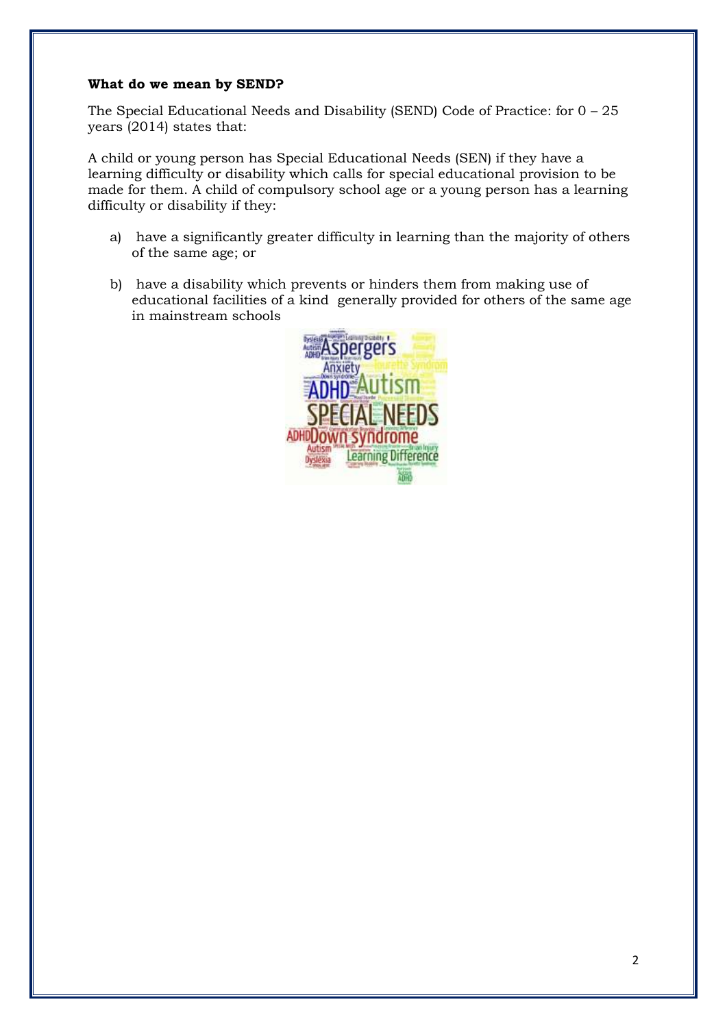**What do we mean by SEND?**

The Special Educational Needs and Disability (SEND) Code of Practice: for 0 – 25 years (2014) states that:

A child or young person has Special Educational Needs (SEN) if they have a learning difficulty or disability which calls for special educational provision to be made for them. A child of compulsory school age or a young person has a learning difficulty or disability if they:

a) have a significantly greater difficulty in learning than the majority of others of the same age; or

b) have a disability which prevents or hinders them from making use of educational facilities of a kind generally provided for others of the same age in mainstream schools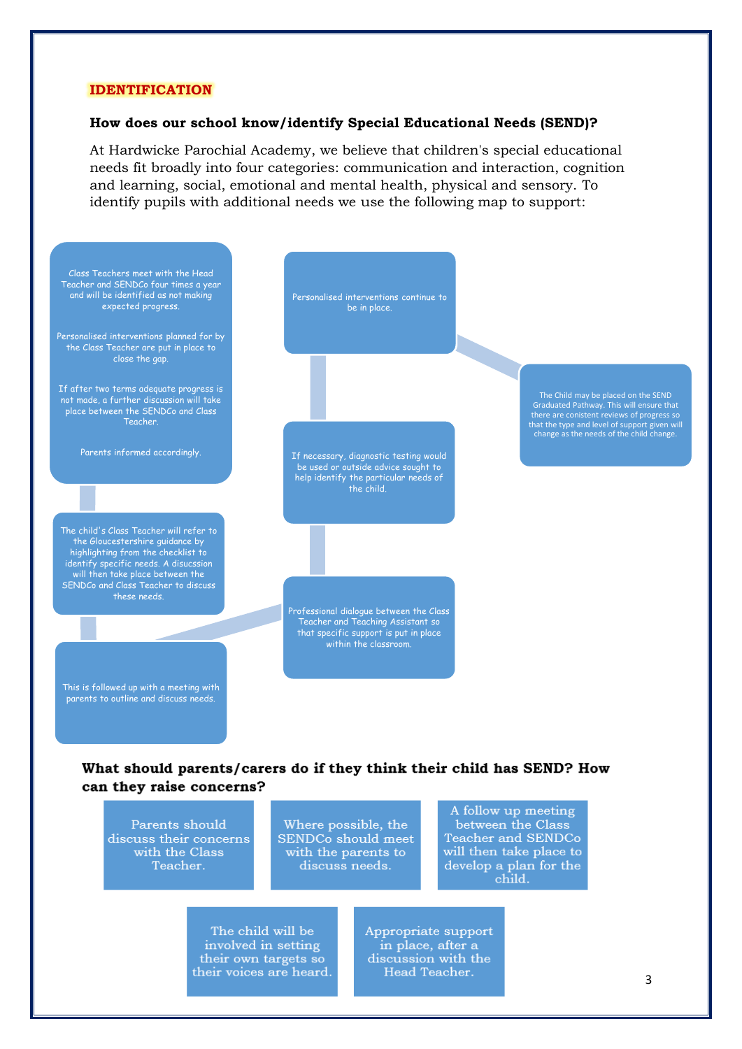## IDENTIFICATION

### How does our school know/identify Special Educational Needs (SEND)?

At Hardwicke Parochial Academy, we believe that children's special educational needs fit broadly into four categories: communication and interaction, cognition and learning, social, emotional and mental health, physical and sensory. To identify pupils with additional needs we use the following map to support:

Class Teachers meet with the Head Teacher and SENDCo four times a year and will be identified as not making expected progress.

Personalised interventions planned for by the Class Teacher are put in place to close the gap.

If after two terms adequate progress is not made, a further discussion will take place between the SENDCo and Class Teacher.

Parents informed accordingly.

The child's Class Teacher will refer to the Gloucestershire guidance by highlighting from the checklist to identify specific needs. A disucssion will then take place between the SENDCo and Class Teacher to discuss these needs.

This is followed up with a meeting with parents to outline and discuss needs.

Professional dialogue between the Class Teacher and Teaching Assistant so that specific support is put in place within the classroom.

If necessary, diagnostic testing would be used or outside advice sought to help identify the particular needs of the child.

Personalised interventions continue to be in place.

The Child may be placed on the SEND Graduated Pathway. This will ensure that there are conistent reviews of progress so that the type and level of support given will change as the needs of the child change.

### What should parents/carers do if they think their child has SEND? How can they raise concerns?

Parents should discuss their concerns with the Class Teacher.

Where possible, the SENDCo should meet with the parents to discuss needs.

A follow up meeting between the Class Teacher and SENDCo will then take place to develop a plan for the child.

The child will be involved in setting their own targets so their voices are heard.

Appropriate support in place, after a discussion with the Head Teacher.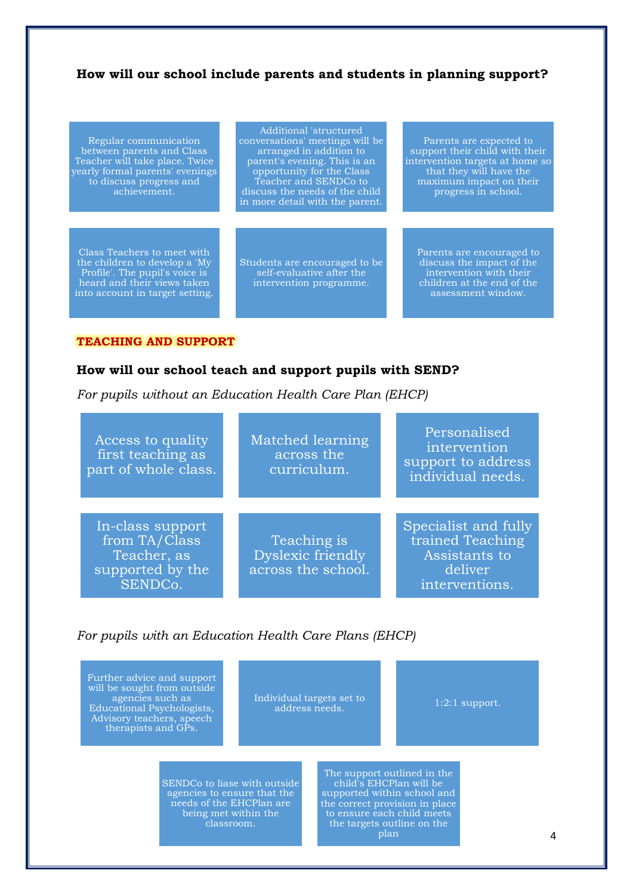**How will our school include parents and students in planning support?**

- Regular communication between parents and Class Teacher will take place. Twice yearly formal parents' evenings to discuss progress and achievement.
- Additional 'structured conversations' meetings will be arranged in addition to parent's evening. This is an opportunity for the Class Teacher and SENDCo to discuss the needs of the child in more detail with the parent.
- Parents are expected to support their child with their intervention targets at home so that they will have the maximum impact on their progress in school.
- Class Teachers to meet with the children to develop a 'My Profile'. The pupil's voice is heard and their views taken into account in target setting.
- Students are encouraged to be self-evaluative after the intervention programme.
- Parents are encouraged to discuss the impact of the intervention with their children at the end of the assessment window.

## TEACHING AND SUPPORT

**How will our school teach and support pupils with SEND?**

*For pupils without an Education Health Care Plan (EHCP)*

- Access to quality first teaching as part of whole class.
- Matched learning across the curriculum.
- Personalised intervention support to address individual needs.
- In-class support from TA/Class Teacher, as supported by the SENDCo.
- Teaching is Dyslexic friendly across the school.
- Specialist and fully trained Teaching Assistants to deliver interventions.

*For pupils with an Education Health Care Plans (EHCP)*

- Further advice and support will be sought from outside agencies such as Educational Psychologists, Advisory teachers, speech therapists and GPs.
- Individual targets set to address needs.
- 1:2:1 support.
- SENDCo to liase with outside agencies to ensure that the needs of the EHCPlan are being met within the classroom.
- The support outlined in the child's EHCPlan will be supported within school and the correct provision in place to ensure each child meets the targets outline on the plan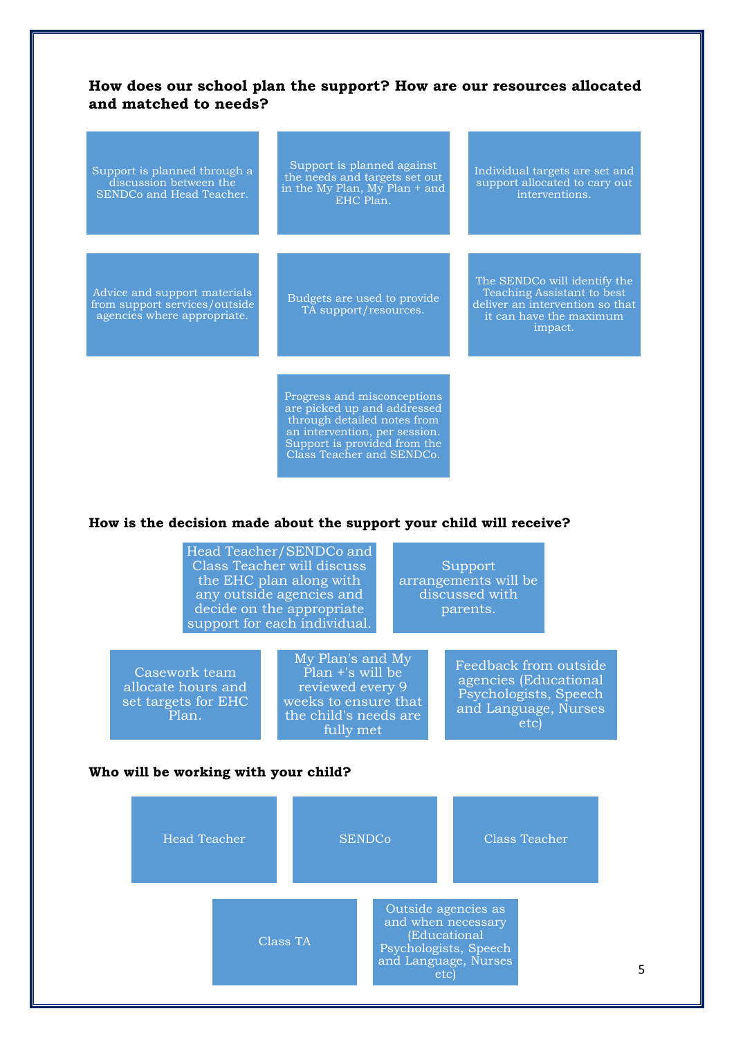### How does our school plan the support? How are our resources allocated and matched to needs?

- Support is planned through a discussion between the SENDCo and Head Teacher.
- Support is planned against the needs and targets set out in the My Plan, My Plan + and EHC Plan.
- Individual targets are set and support allocated to cary out interventions.
- Advice and support materials from support services/outside agencies where appropriate.
- Budgets are used to provide TA support/resources.
- The SENDCo will identify the Teaching Assistant to best deliver an intervention so that it can have the maximum impact.
- Progress and misconceptions are picked up and addressed through detailed notes from an intervention, per session. Support is provided from the Class Teacher and SENDCo.

### How is the decision made about the support your child will receive?

- Head Teacher/SENDCo and Class Teacher will discuss the EHC plan along with any outside agencies and decide on the appropriate support for each individual.
- Support arrangements will be discussed with parents.
- Casework team allocate hours and set targets for EHC Plan.
- My Plan's and My Plan +'s will be reviewed every 9 weeks to ensure that the child's needs are fully met
- Feedback from outside agencies (Educational Psychologists, Speech and Language, Nurses etc)

### Who will be working with your child?

- Head Teacher
- SENDCo
- Class Teacher
- Class TA
- Outside agencies as and when necessary (Educational Psychologists, Speech and Language, Nurses etc)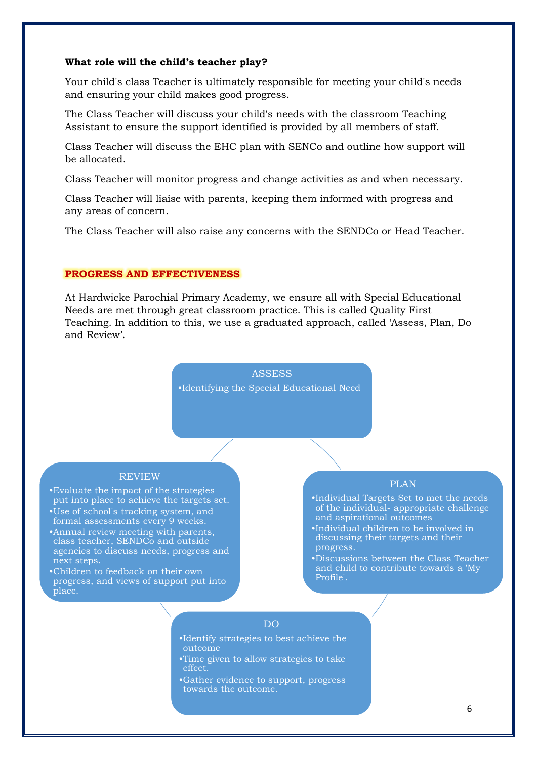**What role will the child's teacher play?**

Your child's class Teacher is ultimately responsible for meeting your child's needs and ensuring your child makes good progress.

The Class Teacher will discuss your child's needs with the classroom Teaching Assistant to ensure the support identified is provided by all members of staff.

Class Teacher will discuss the EHC plan with SENCo and outline how support will be allocated.

Class Teacher will monitor progress and change activities as and when necessary.

Class Teacher will liaise with parents, keeping them informed with progress and any areas of concern.

The Class Teacher will also raise any concerns with the SENDCo or Head Teacher.

## PROGRESS AND EFFECTIVENESS

At Hardwicke Parochial Primary Academy, we ensure all with Special Educational Needs are met through great classroom practice. This is called Quality First Teaching. In addition to this, we use a graduated approach, called 'Assess, Plan, Do and Review'.

**ASSESS**

- Identifying the Special Educational Need

**PLAN**

- Individual Targets Set to met the needs of the individual- appropriate challenge and aspirational outcomes
- Individual children to be involved in discussing their targets and their progress.
- Discussions between the Class Teacher and child to contribute towards a 'My Profile'.

**DO**

- Identify strategies to best achieve the outcome
- Time given to allow strategies to take effect.
- Gather evidence to support, progress towards the outcome.

**REVIEW**

- Evaluate the impact of the strategies put into place to achieve the targets set.
- Use of school's tracking system, and formal assessments every 9 weeks.
- Annual review meeting with parents, class teacher, SENDCo and outside agencies to discuss needs, progress and next steps.
- Children to feedback on their own progress, and views of support put into place.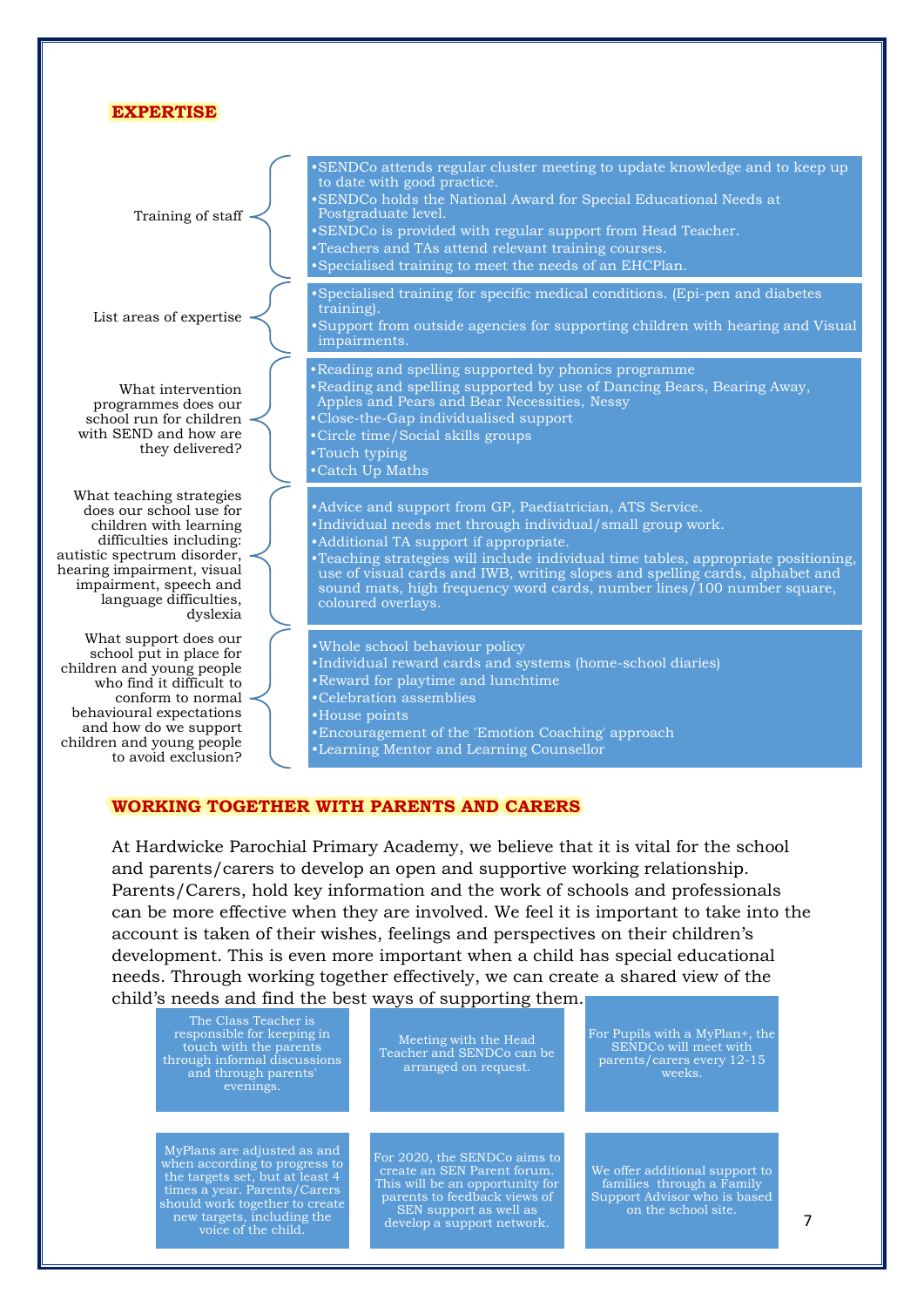## EXPERTISE

| | |
|---|---|
| Training of staff | •SENDCo attends regular cluster meeting to update knowledge and to keep up to date with good practice.<br>•SENDCo holds the National Award for Special Educational Needs at Postgraduate level.<br>•SENDCo is provided with regular support from Head Teacher.<br>•Teachers and TAs attend relevant training courses.<br>•Specialised training to meet the needs of an EHCPlan. |
| List areas of expertise | •Specialised training for specific medical conditions. (Epi-pen and diabetes training).<br>•Support from outside agencies for supporting children with hearing and Visual impairments. |
| What intervention programmes does our school run for children with SEND and how are they delivered? | •Reading and spelling supported by phonics programme<br>•Reading and spelling supported by use of Dancing Bears, Bearing Away, Apples and Pears and Bear Necessities, Nessy<br>•Close-the-Gap individualised support<br>•Circle time/Social skills groups<br>•Touch typing<br>•Catch Up Maths |
| What teaching strategies does our school use for children with learning difficulties including: autistic spectrum disorder, hearing impairment, visual impairment, speech and language difficulties, dyslexia | •Advice and support from GP, Paediatrician, ATS Service.<br>•Individual needs met through individual/small group work.<br>•Additional TA support if appropriate.<br>•Teaching strategies will include individual time tables, appropriate positioning, use of visual cards and IWB, writing slopes and spelling cards, alphabet and sound mats, high frequency word cards, number lines/100 number square, coloured overlays. |
| What support does our school put in place for children and young people who find it difficult to conform to normal behavioural expectations and how do we support children and young people to avoid exclusion? | •Whole school behaviour policy<br>•Individual reward cards and systems (home-school diaries)<br>•Reward for playtime and lunchtime<br>•Celebration assemblies<br>•House points<br>•Encouragement of the 'Emotion Coaching' approach<br>•Learning Mentor and Learning Counsellor |

## WORKING TOGETHER WITH PARENTS AND CARERS

At Hardwicke Parochial Primary Academy, we believe that it is vital for the school and parents/carers to develop an open and supportive working relationship. Parents/Carers, hold key information and the work of schools and professionals can be more effective when they are involved. We feel it is important to take into the account is taken of their wishes, feelings and perspectives on their children's development. This is even more important when a child has special educational needs. Through working together effectively, we can create a shared view of the child's needs and find the best ways of supporting them.

- The Class Teacher is responsible for keeping in touch with the parents through informal discussions and through parents' evenings.
- Meeting with the Head Teacher and SENDCo can be arranged on request.
- For Pupils with a MyPlan+, the SENDCo will meet with parents/carers every 12-15 weeks.
- MyPlans are adjusted as and when according to progress to the targets set, but at least 4 times a year. Parents/Carers should work together to create new targets, including the voice of the child.
- For 2020, the SENDCo aims to create an SEN Parent forum. This will be an opportunity for parents to feedback views of SEN support as well as develop a support network.
- We offer additional support to families through a Family Support Advisor who is based on the school site.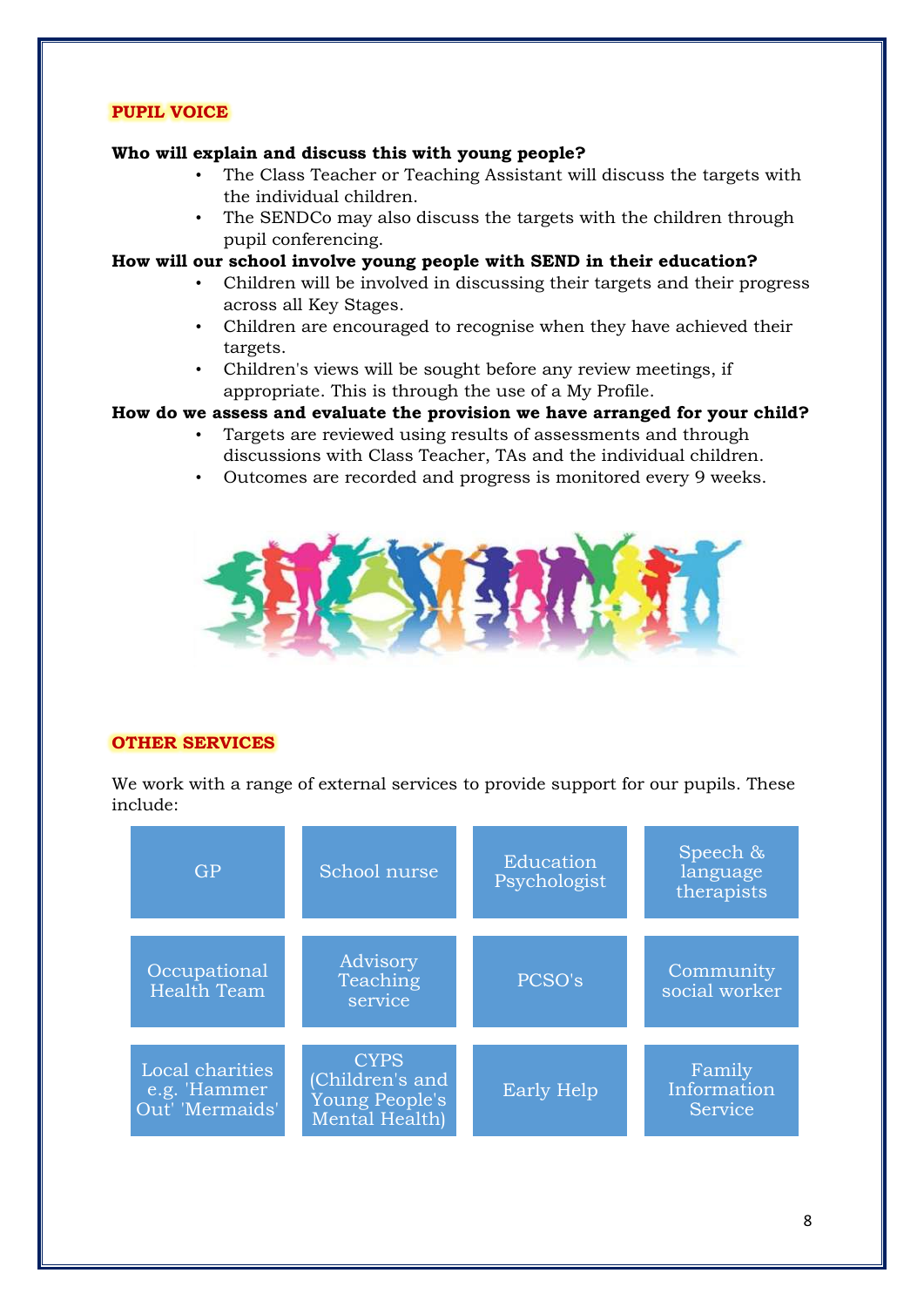## PUPIL VOICE

**Who will explain and discuss this with young people?**

- The Class Teacher or Teaching Assistant will discuss the targets with the individual children.
- The SENDCo may also discuss the targets with the children through pupil conferencing.

**How will our school involve young people with SEND in their education?**

- Children will be involved in discussing their targets and their progress across all Key Stages.
- Children are encouraged to recognise when they have achieved their targets.
- Children's views will be sought before any review meetings, if appropriate. This is through the use of a My Profile.

**How do we assess and evaluate the provision we have arranged for your child?**

- Targets are reviewed using results of assessments and through discussions with Class Teacher, TAs and the individual children.
- Outcomes are recorded and progress is monitored every 9 weeks.

## OTHER SERVICES

We work with a range of external services to provide support for our pupils. These include:

| | | | |
|---|---|---|---|
| GP | School nurse | Education Psychologist | Speech & language therapists |
| Occupational Health Team | Advisory Teaching service | PCSO's | Community social worker |
| Local charities e.g. 'Hammer Out' 'Mermaids' | CYPS (Children's and Young People's Mental Health) | Early Help | Family Information Service |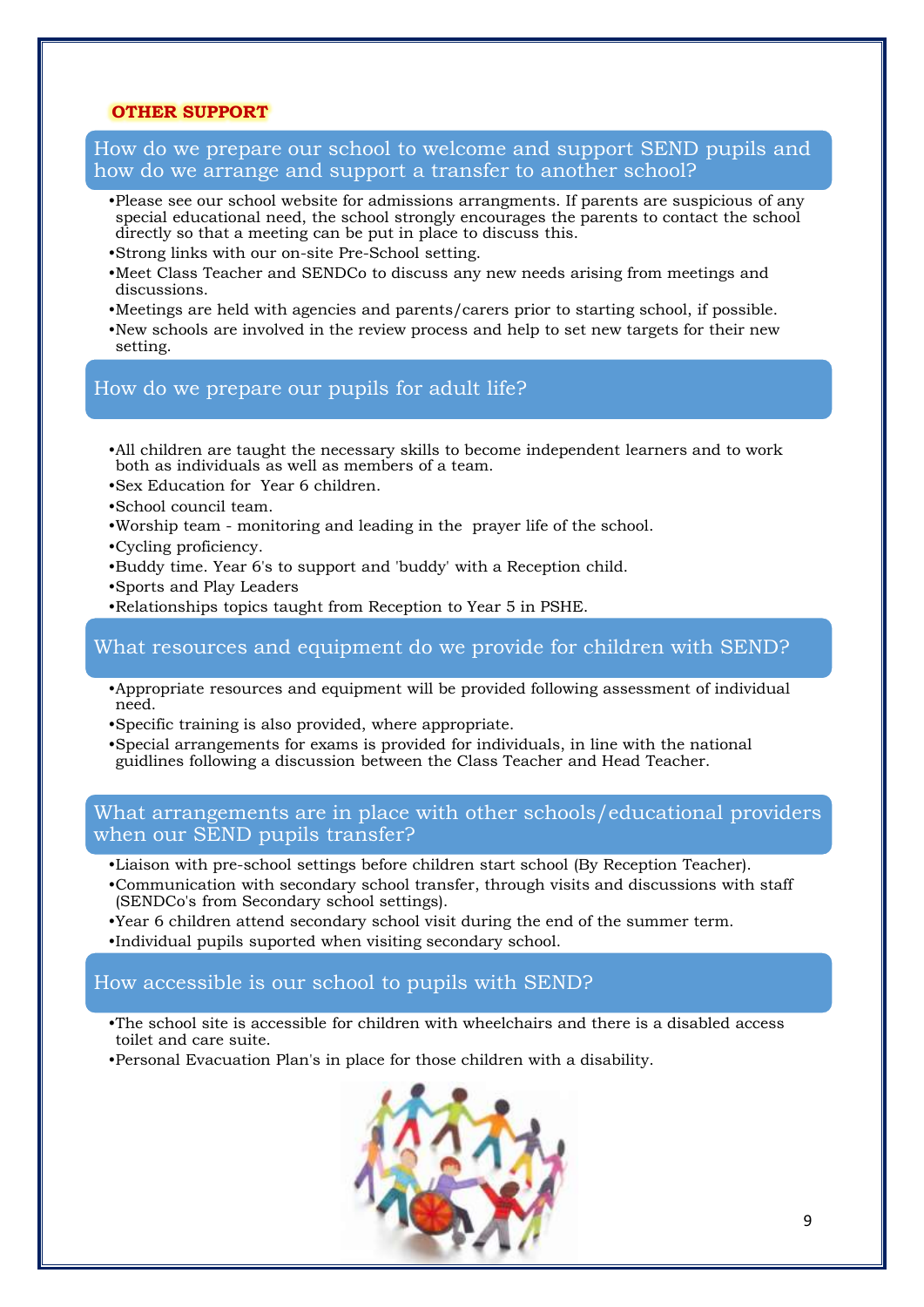**OTHER SUPPORT**

## How do we prepare our school to welcome and support SEND pupils and how do we arrange and support a transfer to another school?

- Please see our school website for admissions arrangments. If parents are suspicious of any special educational need, the school strongly encourages the parents to contact the school directly so that a meeting can be put in place to discuss this.
- Strong links with our on-site Pre-School setting.
- Meet Class Teacher and SENDCo to discuss any new needs arising from meetings and discussions.
- Meetings are held with agencies and parents/carers prior to starting school, if possible.
- New schools are involved in the review process and help to set new targets for their new setting.

## How do we prepare our pupils for adult life?

- All children are taught the necessary skills to become independent learners and to work both as individuals as well as members of a team.
- Sex Education for Year 6 children.
- School council team.
- Worship team - monitoring and leading in the prayer life of the school.
- Cycling proficiency.
- Buddy time. Year 6's to support and 'buddy' with a Reception child.
- Sports and Play Leaders
- Relationships topics taught from Reception to Year 5 in PSHE.

## What resources and equipment do we provide for children with SEND?

- Appropriate resources and equipment will be provided following assessment of individual need.
- Specific training is also provided, where appropriate.
- Special arrangements for exams is provided for individuals, in line with the national guidlines following a discussion between the Class Teacher and Head Teacher.

## What arrangements are in place with other schools/educational providers when our SEND pupils transfer?

- Liaison with pre-school settings before children start school (By Reception Teacher).
- Communication with secondary school transfer, through visits and discussions with staff (SENDCo's from Secondary school settings).
- Year 6 children attend secondary school visit during the end of the summer term.
- Individual pupils suported when visiting secondary school.

## How accessible is our school to pupils with SEND?

- The school site is accessible for children with wheelchairs and there is a disabled access toilet and care suite.
- Personal Evacuation Plan's in place for those children with a disability.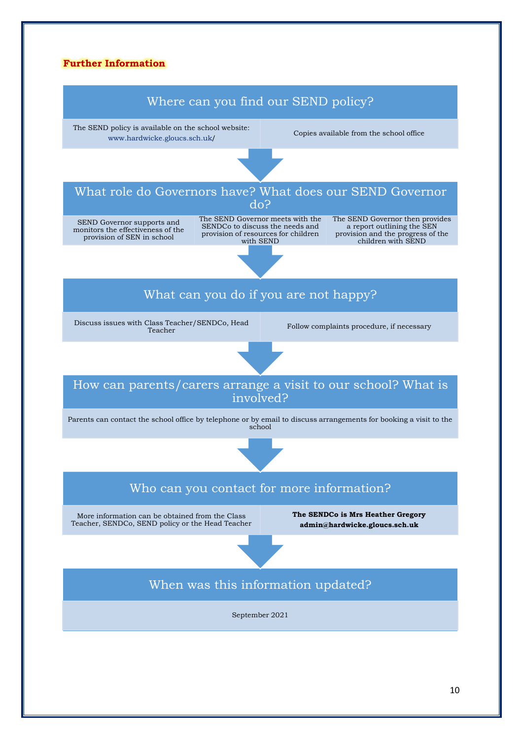**Further Information**

## Where can you find our SEND policy?

The SEND policy is available on the school website: www.hardwicke.gloucs.sch.uk/

Copies available from the school office

## What role do Governors have? What does our SEND Governor do?

SEND Governor supports and monitors the effectiveness of the provision of SEN in school

The SEND Governor meets with the SENDCo to discuss the needs and provision of resources for children with SEND

The SEND Governor then provides a report outlining the SEN provision and the progress of the children with SEND

## What can you do if you are not happy?

Discuss issues with Class Teacher/SENDCo, Head Teacher

Follow complaints procedure, if necessary

## How can parents/carers arrange a visit to our school? What is involved?

Parents can contact the school office by telephone or by email to discuss arrangements for booking a visit to the school

## Who can you contact for more information?

More information can be obtained from the Class Teacher, SENDCo, SEND policy or the Head Teacher

**The SENDCo is Mrs Heather Gregory**
**admin@hardwicke.gloucs.sch.uk**

## When was this information updated?

September 2021